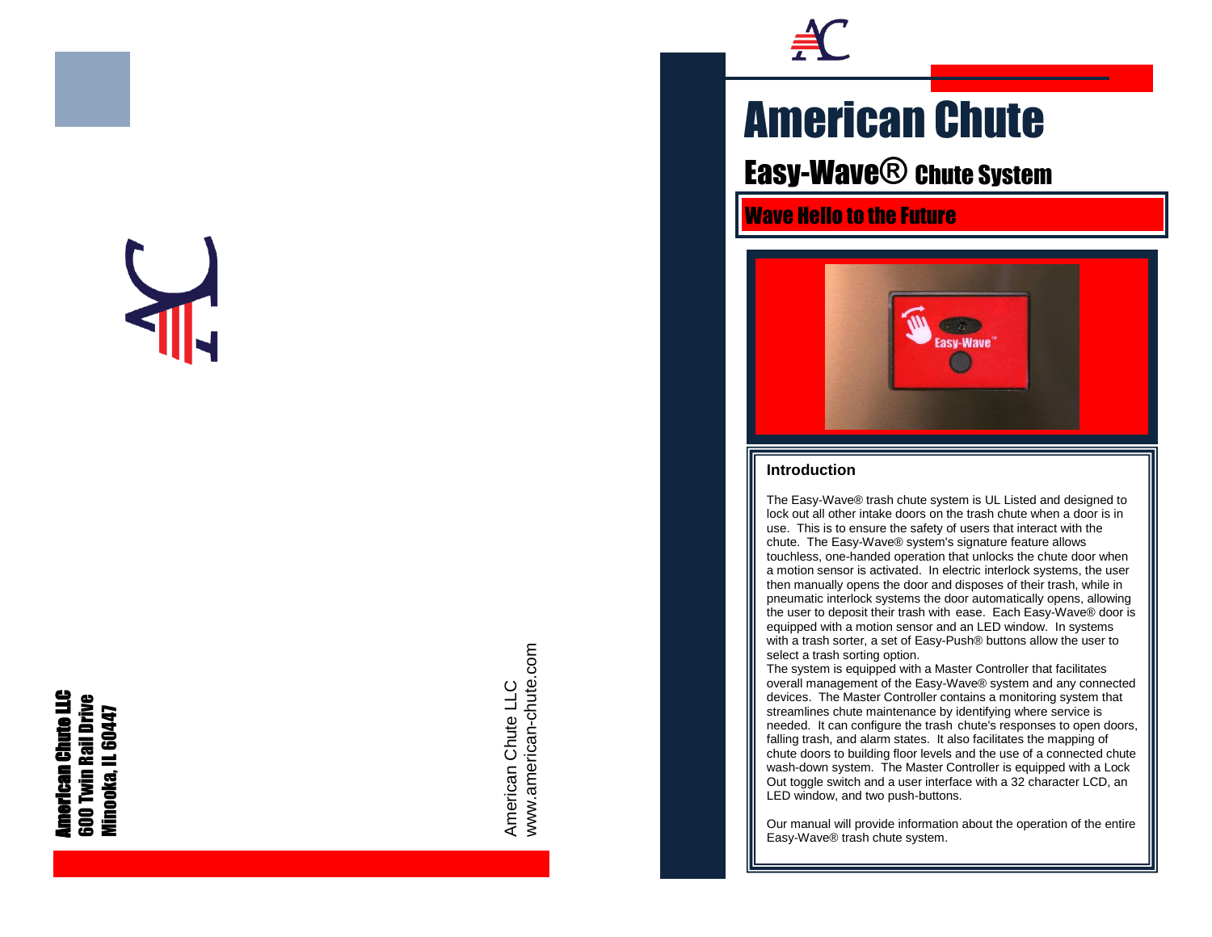American Chute LLC
600 Twin Rail Drive
Minooka, IL 60447

American Chute LLC
www.american-chute.com

# American Chute

## Easy-Wave® Chute System

**Wave Hello to the Future**

### Introduction

The Easy-Wave® trash chute system is UL Listed and designed to lock out all other intake doors on the trash chute when a door is in use. This is to ensure the safety of users that interact with the chute. The Easy-Wave® system's signature feature allows touchless, one-handed operation that unlocks the chute door when a motion sensor is activated. In electric interlock systems, the user then manually opens the door and disposes of their trash, while in pneumatic interlock systems the door automatically opens, allowing the user to deposit their trash with ease. Each Easy-Wave® door is equipped with a motion sensor and an LED window. In systems with a trash sorter, a set of Easy-Push® buttons allow the user to select a trash sorting option.

The system is equipped with a Master Controller that facilitates overall management of the Easy-Wave® system and any connected devices. The Master Controller contains a monitoring system that streamlines chute maintenance by identifying where service is needed. It can configure the trash chute's responses to open doors, falling trash, and alarm states. It also facilitates the mapping of chute doors to building floor levels and the use of a connected chute wash-down system. The Master Controller is equipped with a Lock Out toggle switch and a user interface with a 32 character LCD, an LED window, and two push-buttons.

Our manual will provide information about the operation of the entire Easy-Wave® trash chute system.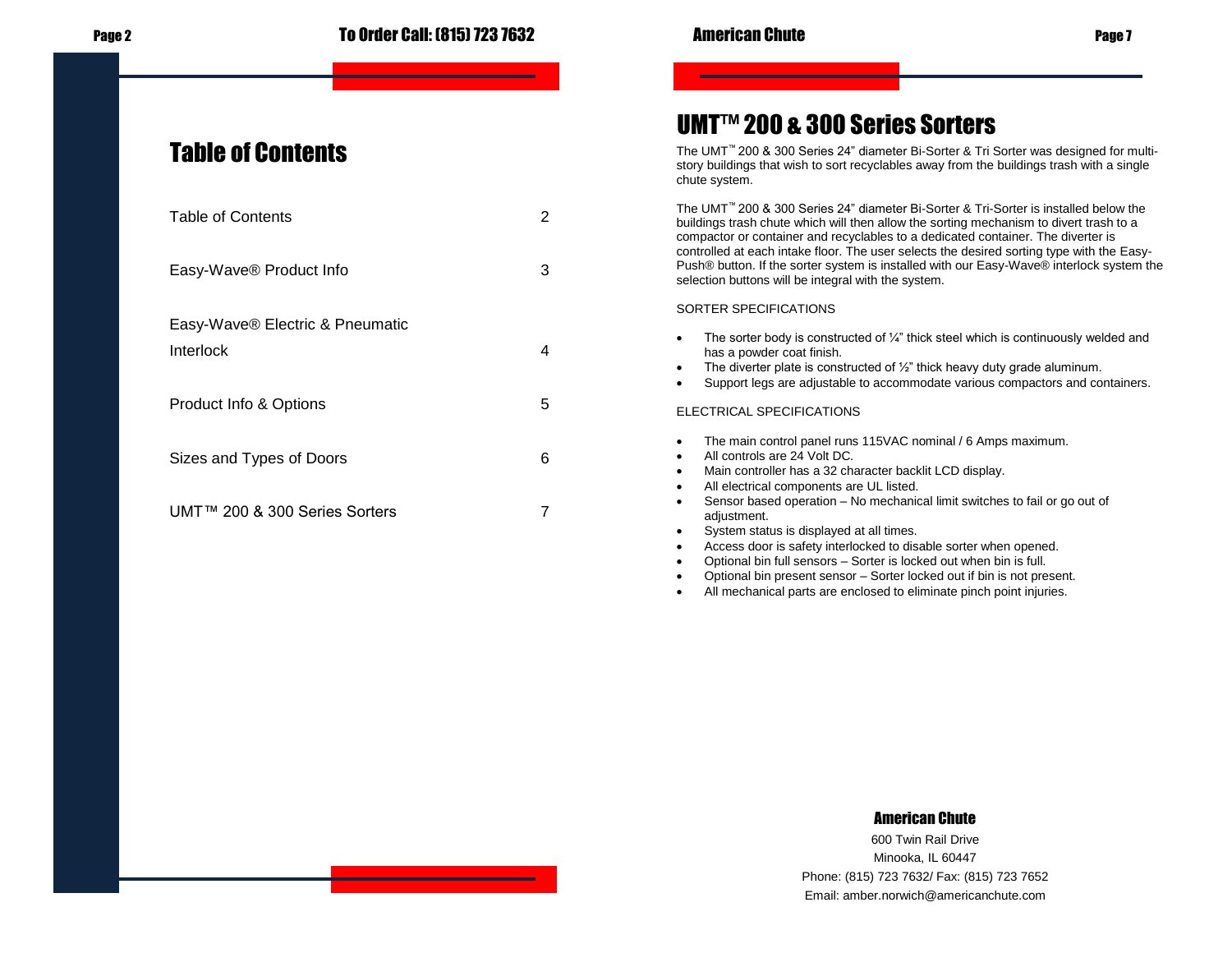# Table of Contents

| | |
|---|---|
| Table of Contents | 2 |
| Easy-Wave® Product Info | 3 |
| Easy-Wave® Electric & Pneumatic Interlock | 4 |
| Product Info & Options | 5 |
| Sizes and Types of Doors | 6 |
| UMT™ 200 & 300 Series Sorters | 7 |

# UMT™ 200 & 300 Series Sorters

The UMT™ 200 & 300 Series 24" diameter Bi-Sorter & Tri Sorter was designed for multi-story buildings that wish to sort recyclables away from the buildings trash with a single chute system.

The UMT™ 200 & 300 Series 24" diameter Bi-Sorter & Tri-Sorter is installed below the buildings trash chute which will then allow the sorting mechanism to divert trash to a compactor or container and recyclables to a dedicated container. The diverter is controlled at each intake floor. The user selects the desired sorting type with the Easy-Push® button. If the sorter system is installed with our Easy-Wave® interlock system the selection buttons will be integral with the system.

SORTER SPECIFICATIONS

- The sorter body is constructed of ¼" thick steel which is continuously welded and has a powder coat finish.
- The diverter plate is constructed of ½" thick heavy duty grade aluminum.
- Support legs are adjustable to accommodate various compactors and containers.

ELECTRICAL SPECIFICATIONS

- The main control panel runs 115VAC nominal / 6 Amps maximum.
- All controls are 24 Volt DC.
- Main controller has a 32 character backlit LCD display.
- All electrical components are UL listed.
- Sensor based operation – No mechanical limit switches to fail or go out of adjustment.
- System status is displayed at all times.
- Access door is safety interlocked to disable sorter when opened.
- Optional bin full sensors – Sorter is locked out when bin is full.
- Optional bin present sensor – Sorter locked out if bin is not present.
- All mechanical parts are enclosed to eliminate pinch point injuries.

**American Chute**
600 Twin Rail Drive
Minooka, IL 60447
Phone: (815) 723 7632/ Fax: (815) 723 7652
Email: amber.norwich@americanchute.com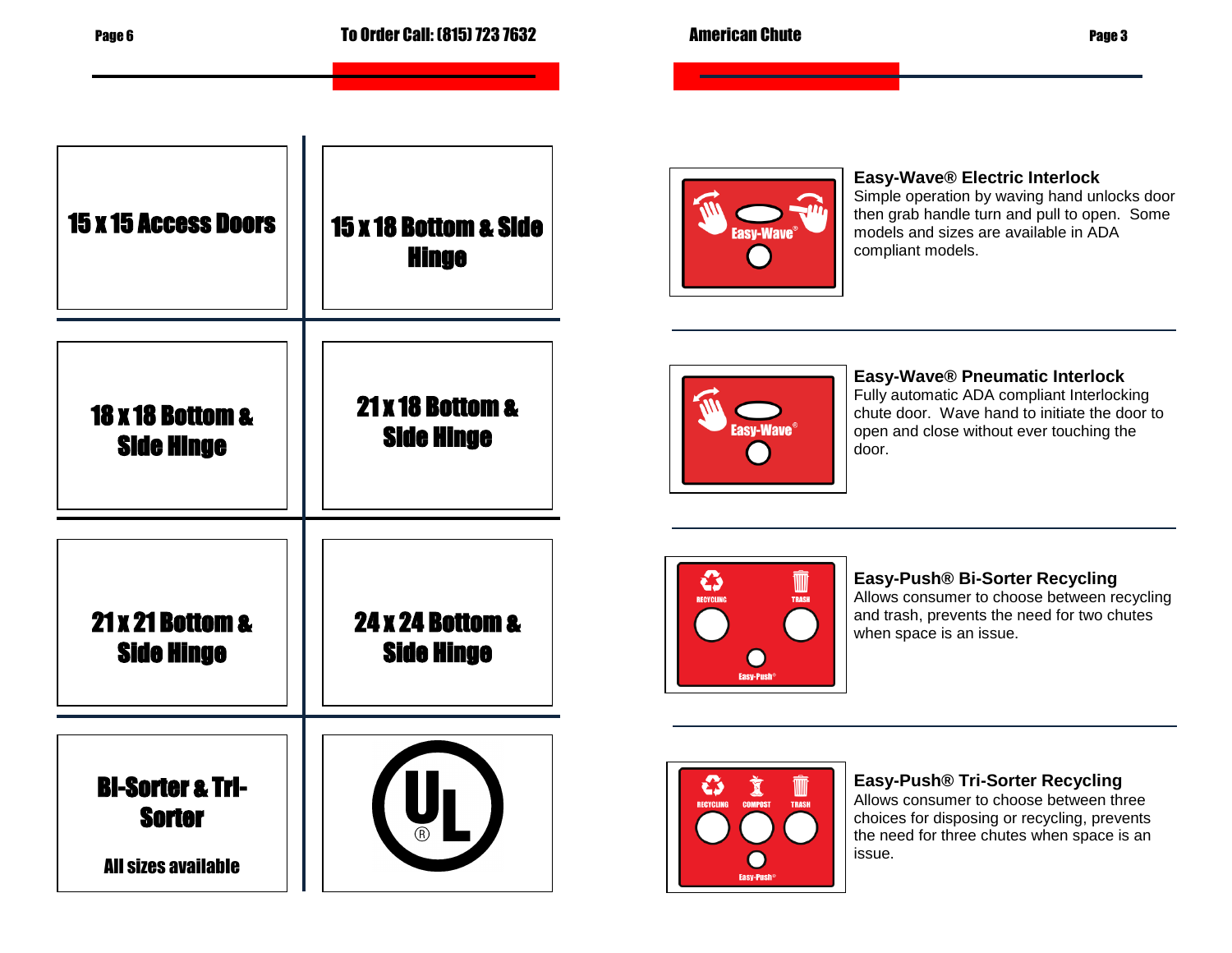15 x 15 Access Doors

15 x 18 Bottom & Side Hinge

18 x 18 Bottom & Side Hinge

21 x 18 Bottom & Side Hinge

21 x 21 Bottom & Side Hinge

24 x 24 Bottom & Side Hinge

Bi-Sorter & Tri-Sorter

All sizes available

UL®

**Easy-Wave® Electric Interlock**
Simple operation by waving hand unlocks door then grab handle turn and pull to open. Some models and sizes are available in ADA compliant models.

**Easy-Wave® Pneumatic Interlock**
Fully automatic ADA compliant Interlocking chute door. Wave hand to initiate the door to open and close without ever touching the door.

**Easy-Push® Bi-Sorter Recycling**
Allows consumer to choose between recycling and trash, prevents the need for two chutes when space is an issue.

**Easy-Push® Tri-Sorter Recycling**
Allows consumer to choose between three choices for disposing or recycling, prevents the need for three chutes when space is an issue.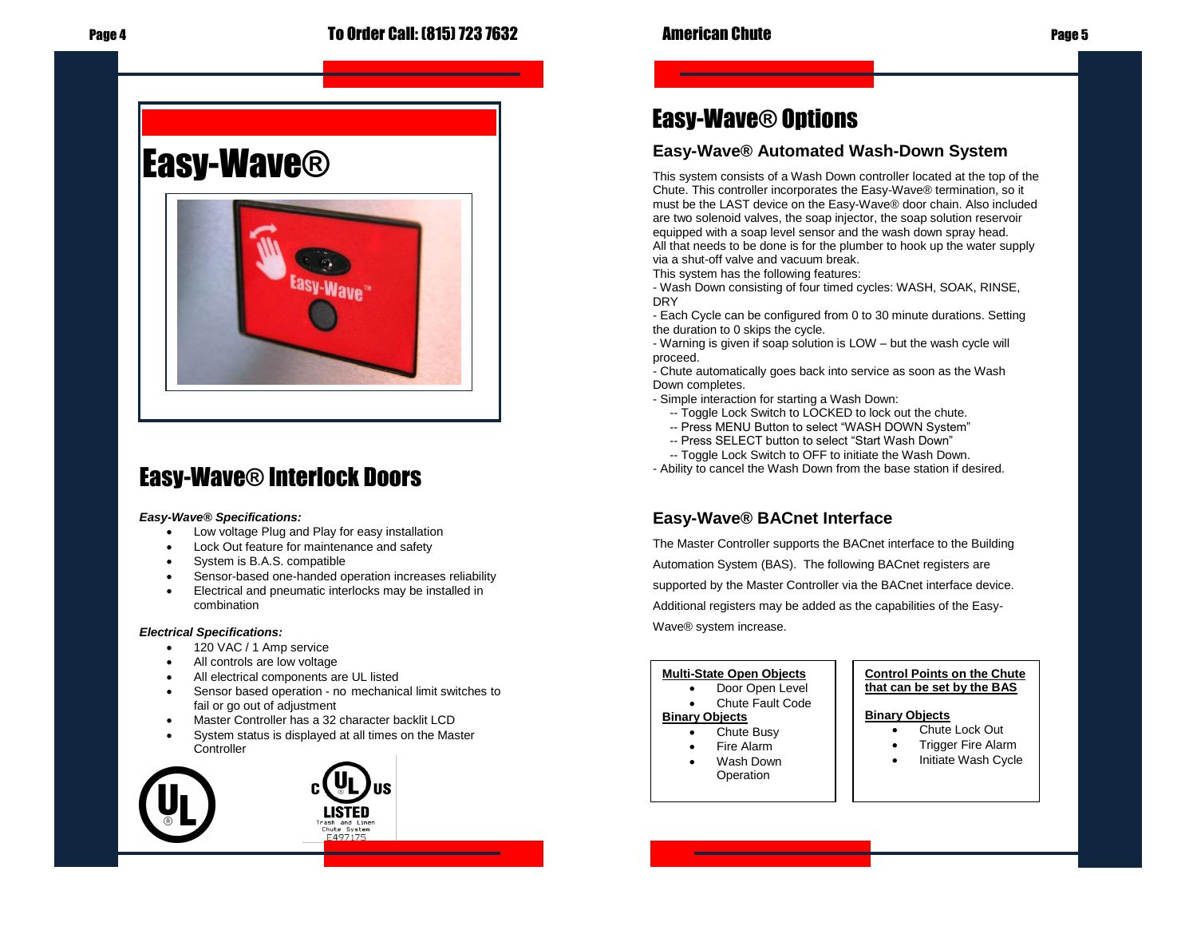# Easy-Wave®

## Easy-Wave® Interlock Doors

***Easy-Wave® Specifications:***

- Low voltage Plug and Play for easy installation
- Lock Out feature for maintenance and safety
- System is B.A.S. compatible
- Sensor-based one-handed operation increases reliability
- Electrical and pneumatic interlocks may be installed in combination

***Electrical Specifications:***

- 120 VAC / 1 Amp service
- All controls are low voltage
- All electrical components are UL listed
- Sensor based operation - no mechanical limit switches to fail or go out of adjustment
- Master Controller has a 32 character backlit LCD
- System status is displayed at all times on the Master Controller

c UL us LISTED
Trash and Linen Chute System
E497175

# Easy-Wave® Options

## Easy-Wave® Automated Wash-Down System

This system consists of a Wash Down controller located at the top of the Chute. This controller incorporates the Easy-Wave® termination, so it must be the LAST device on the Easy-Wave® door chain. Also included are two solenoid valves, the soap injector, the soap solution reservoir equipped with a soap level sensor and the wash down spray head.
All that needs to be done is for the plumber to hook up the water supply via a shut-off valve and vacuum break.
This system has the following features:
- Wash Down consisting of four timed cycles: WASH, SOAK, RINSE, DRY
- Each Cycle can be configured from 0 to 30 minute durations. Setting the duration to 0 skips the cycle.
- Warning is given if soap solution is LOW – but the wash cycle will proceed.
- Chute automatically goes back into service as soon as the Wash Down completes.
- Simple interaction for starting a Wash Down:
  -- Toggle Lock Switch to LOCKED to lock out the chute.
  -- Press MENU Button to select "WASH DOWN System"
  -- Press SELECT button to select "Start Wash Down"
  -- Toggle Lock Switch to OFF to initiate the Wash Down.
- Ability to cancel the Wash Down from the base station if desired.

## Easy-Wave® BACnet Interface

The Master Controller supports the BACnet interface to the Building Automation System (BAS). The following BACnet registers are supported by the Master Controller via the BACnet interface device. Additional registers may be added as the capabilities of the Easy-Wave® system increase.

**Multi-State Open Objects**
- Door Open Level
- Chute Fault Code

**Binary Objects**
- Chute Busy
- Fire Alarm
- Wash Down Operation

**Control Points on the Chute that can be set by the BAS**

**Binary Objects**
- Chute Lock Out
- Trigger Fire Alarm
- Initiate Wash Cycle